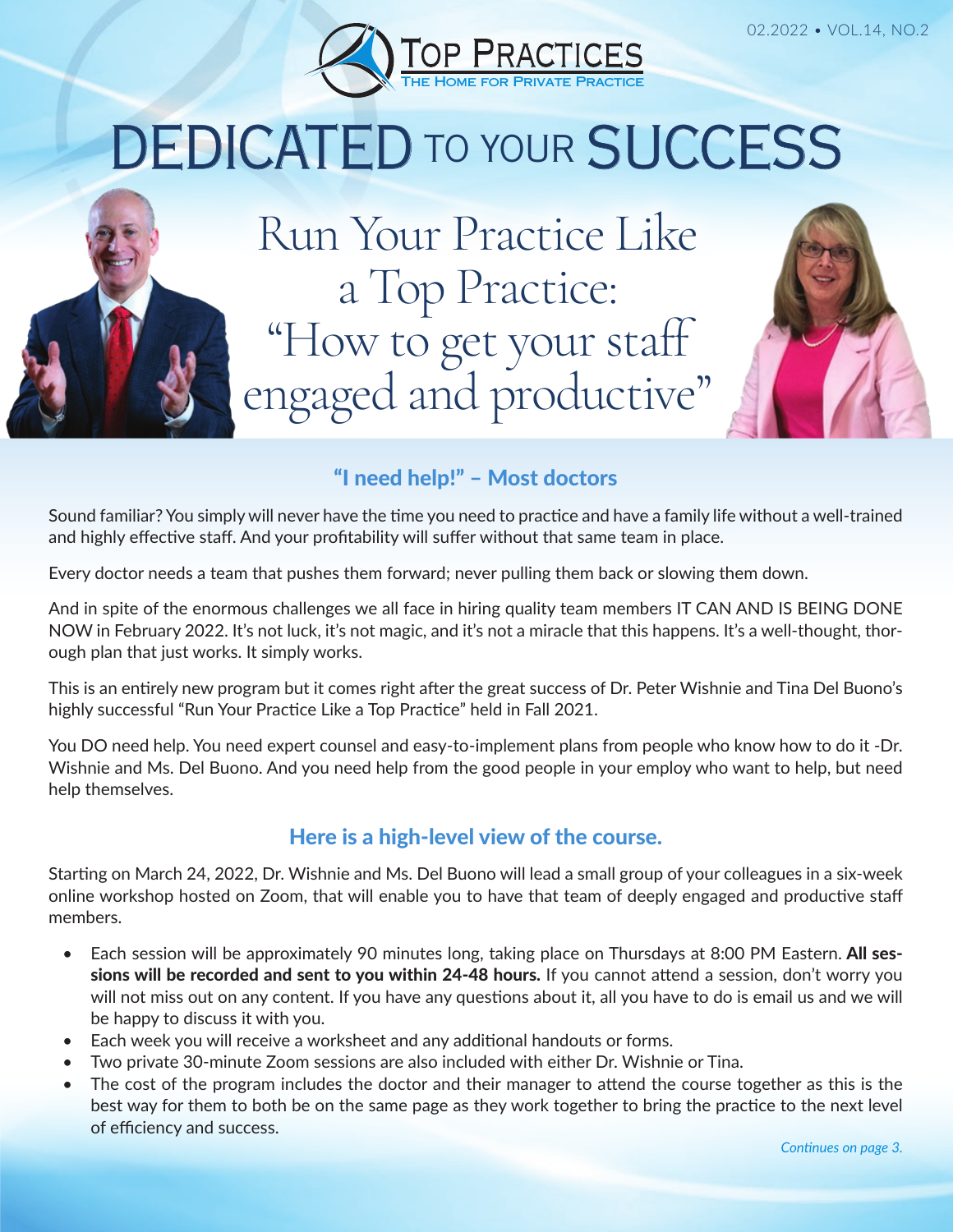# DEDICATED TO YOUR SUCCESS

## Run Your Practice Like a Top Practice: "How to get your staff engaged and productive"

### "I need help!" – Most doctors

Sound familiar? You simply will never have the time you need to practice and have a family life without a well-trained and highly effective staff. And your profitability will suffer without that same team in place.

Every doctor needs a team that pushes them forward; never pulling them back or slowing them down.

And in spite of the enormous challenges we all face in hiring quality team members IT CAN AND IS BEING DONE NOW in February 2022. It's not luck, it's not magic, and it's not a miracle that this happens. It's a well-thought, thorough plan that just works. It simply works.

This is an entirely new program but it comes right after the great success of Dr. Peter Wishnie and Tina Del Buono's highly successful "Run Your Practice Like a Top Practice" held in Fall 2021.

You DO need help. You need expert counsel and easy-to-implement plans from people who know how to do it -Dr. Wishnie and Ms. Del Buono. And you need help from the good people in your employ who want to help, but need help themselves.

### Here is a high-level view of the course.

Starting on March 24, 2022, Dr. Wishnie and Ms. Del Buono will lead a small group of your colleagues in a six-week online workshop hosted on Zoom, that will enable you to have that team of deeply engaged and productive staff members.

- Each session will be approximately 90 minutes long, taking place on Thursdays at 8:00 PM Eastern. **All sessions will be recorded and sent to you within 24-48 hours.** If you cannot attend a session, don't worry you will not miss out on any content. If you have any questions about it, all you have to do is email us and we will be happy to discuss it with you.
- Each week you will receive a worksheet and any additional handouts or forms.
- Two private 30-minute Zoom sessions are also included with either Dr. Wishnie or Tina.
- The cost of the program includes the doctor and their manager to attend the course together as this is the best way for them to both be on the same page as they work together to bring the practice to the next level of efficiency and success.

*Continues on page 3.*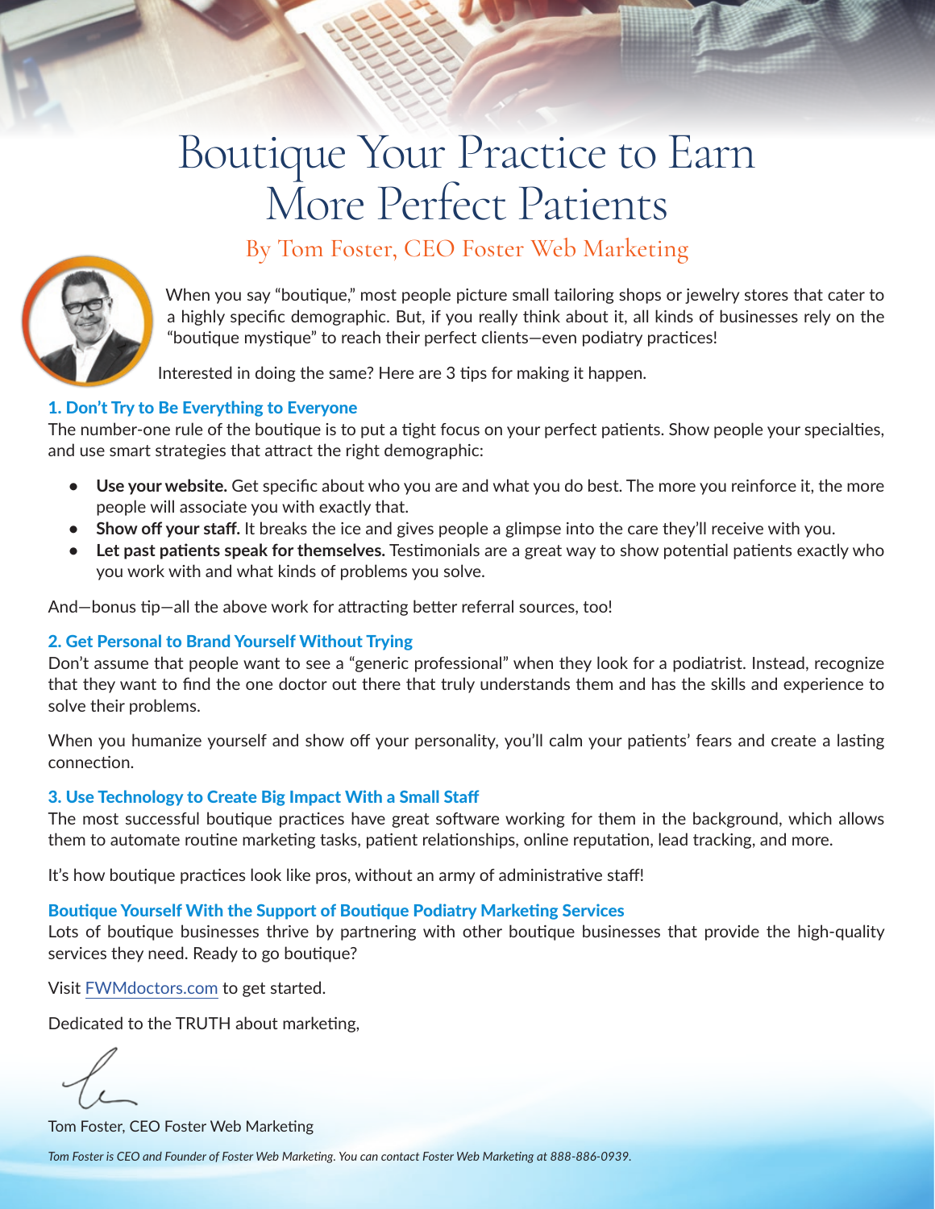# Boutique Your Practice to Earn More Perfect Patients

## By Tom Foster, CEO Foster Web Marketing

When you say "boutique," most people picture small tailoring shops or jewelry stores that cater to a highly specific demographic. But, if you really think about it, all kinds of businesses rely on the "boutique mystique" to reach their perfect clients—even podiatry practices!

Interested in doing the same? Here are 3 tips for making it happen.

### 1. Don't Try to Be Everything to Everyone

The number-one rule of the boutique is to put a tight focus on your perfect patients. Show people your specialties, and use smart strategies that attract the right demographic:

- **Use your website.** Get specific about who you are and what you do best. The more you reinforce it, the more people will associate you with exactly that.
- **Show off your staff.** It breaks the ice and gives people a glimpse into the care they'll receive with you.
- **Let past patients speak for themselves.** Testimonials are a great way to show potential patients exactly who you work with and what kinds of problems you solve.

And—bonus tip—all the above work for attracting better referral sources, too!

### 2. Get Personal to Brand Yourself Without Trying

Don't assume that people want to see a "generic professional" when they look for a podiatrist. Instead, recognize that they want to find the one doctor out there that truly understands them and has the skills and experience to solve their problems.

When you humanize yourself and show off your personality, you'll calm your patients' fears and create a lasting connection.

### 3. Use Technology to Create Big Impact With a Small Staff

The most successful boutique practices have great software working for them in the background, which allows them to automate routine marketing tasks, patient relationships, online reputation, lead tracking, and more.

It's how boutique practices look like pros, without an army of administrative staff!

### Boutique Yourself With the Support of Boutique Podiatry Marketing Services

Lots of boutique businesses thrive by partnering with other boutique businesses that provide the high-quality services they need. Ready to go boutique?

Visit FWMdoctors.com to get started.

Dedicated to the TRUTH about marketing,

Tom Foster, CEO Foster Web Marketing

*Tom Foster is CEO and Founder of Foster Web Marketing. You can contact Foster Web Marketing at 888-886-0939.*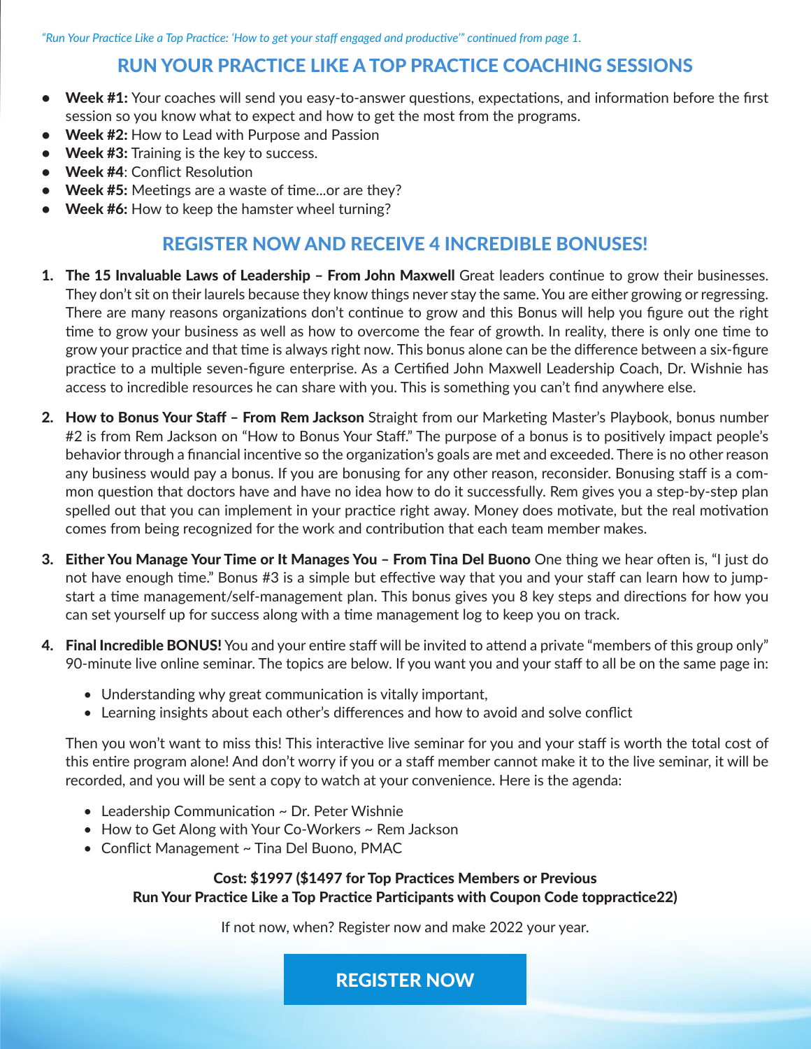*"Run Your Practice Like a Top Practice: 'How to get your staff engaged and productive'" continued from page 1.*

## RUN YOUR PRACTICE LIKE A TOP PRACTICE COACHING SESSIONS

- **Week #1:** Your coaches will send you easy-to-answer questions, expectations, and information before the first session so you know what to expect and how to get the most from the programs.
- **Week #2:** How to Lead with Purpose and Passion
- **Week #3:** Training is the key to success.
- **Week #4**: Conflict Resolution
- **Week #5:** Meetings are a waste of time...or are they?
- **Week #6:** How to keep the hamster wheel turning?

## REGISTER NOW AND RECEIVE 4 INCREDIBLE BONUSES!

1. **The 15 Invaluable Laws of Leadership – From John Maxwell** Great leaders continue to grow their businesses. They don't sit on their laurels because they know things never stay the same. You are either growing or regressing. There are many reasons organizations don't continue to grow and this Bonus will help you figure out the right time to grow your business as well as how to overcome the fear of growth. In reality, there is only one time to grow your practice and that time is always right now. This bonus alone can be the difference between a six-figure practice to a multiple seven-figure enterprise. As a Certified John Maxwell Leadership Coach, Dr. Wishnie has access to incredible resources he can share with you. This is something you can't find anywhere else.

2. **How to Bonus Your Staff – From Rem Jackson** Straight from our Marketing Master's Playbook, bonus number #2 is from Rem Jackson on "How to Bonus Your Staff." The purpose of a bonus is to positively impact people's behavior through a financial incentive so the organization's goals are met and exceeded. There is no other reason any business would pay a bonus. If you are bonusing for any other reason, reconsider. Bonusing staff is a common question that doctors have and have no idea how to do it successfully. Rem gives you a step-by-step plan spelled out that you can implement in your practice right away. Money does motivate, but the real motivation comes from being recognized for the work and contribution that each team member makes.

3. **Either You Manage Your Time or It Manages You – From Tina Del Buono** One thing we hear often is, "I just do not have enough time." Bonus #3 is a simple but effective way that you and your staff can learn how to jump-start a time management/self-management plan. This bonus gives you 8 key steps and directions for how you can set yourself up for success along with a time management log to keep you on track.

4. **Final Incredible BONUS!** You and your entire staff will be invited to attend a private "members of this group only" 90-minute live online seminar. The topics are below. If you want you and your staff to all be on the same page in:

   - Understanding why great communication is vitally important,
   - Learning insights about each other's differences and how to avoid and solve conflict

   Then you won't want to miss this! This interactive live seminar for you and your staff is worth the total cost of this entire program alone! And don't worry if you or a staff member cannot make it to the live seminar, it will be recorded, and you will be sent a copy to watch at your convenience. Here is the agenda:

   - Leadership Communication ~ Dr. Peter Wishnie
   - How to Get Along with Your Co-Workers ~ Rem Jackson
   - Conflict Management ~ Tina Del Buono, PMAC

**Cost: $1997 ($1497 for Top Practices Members or Previous Run Your Practice Like a Top Practice Participants with Coupon Code toppractice22)**

If not now, when? Register now and make 2022 your year.

**REGISTER NOW**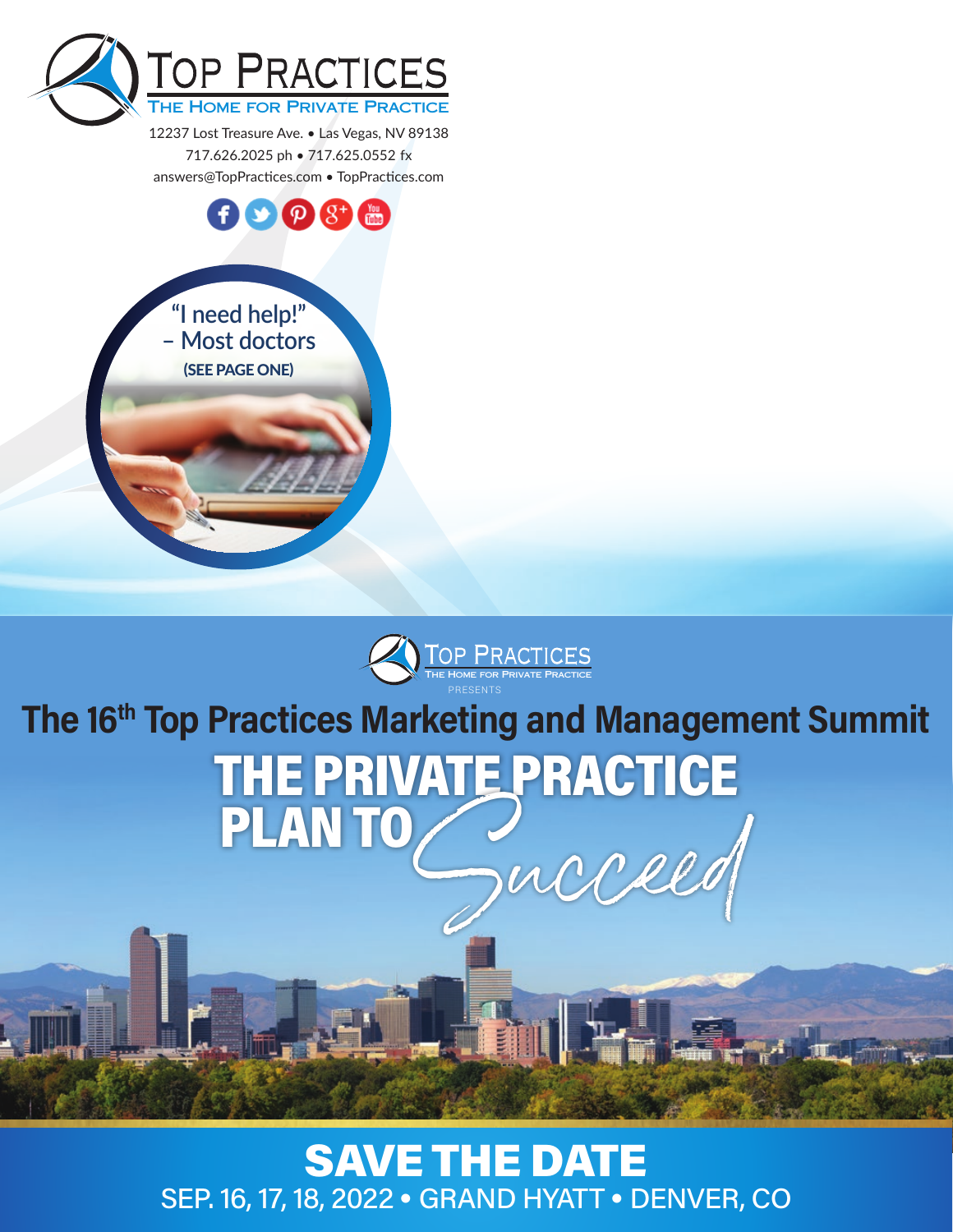# TOP PRACTICES
THE HOME FOR PRIVATE PRACTICE

12237 Lost Treasure Ave. • Las Vegas, NV 89138
717.626.2025 ph • 717.625.0552 fx
answers@TopPractices.com • TopPractices.com

"I need help!"
– Most doctors
**(SEE PAGE ONE)**

TOP PRACTICES
THE HOME FOR PRIVATE PRACTICE
PRESENTS

## The 16th Top Practices Marketing and Management Summit

# THE PRIVATE PRACTICE PLAN TO *Succeed*

## SAVE THE DATE

SEP. 16, 17, 18, 2022 • GRAND HYATT • DENVER, CO